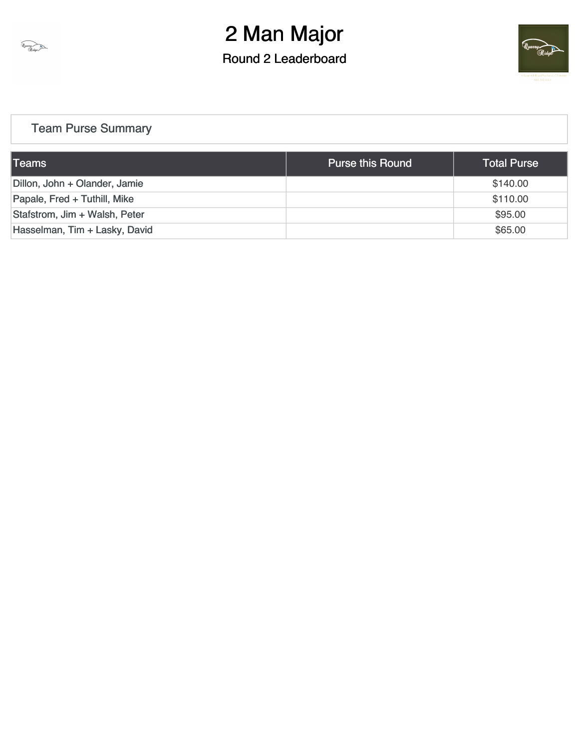# 2 Man Major

## Round 2 Leaderboard

### Team Purse Summary

| Teams | Purse this Round | Total Purse |
|---|---|---|
| Dillon, John + Olander, Jamie | | $140.00 |
| Papale, Fred + Tuthill, Mike | | $110.00 |
| Stafstrom, Jim + Walsh, Peter | | $95.00 |
| Hasselman, Tim + Lasky, David | | $65.00 |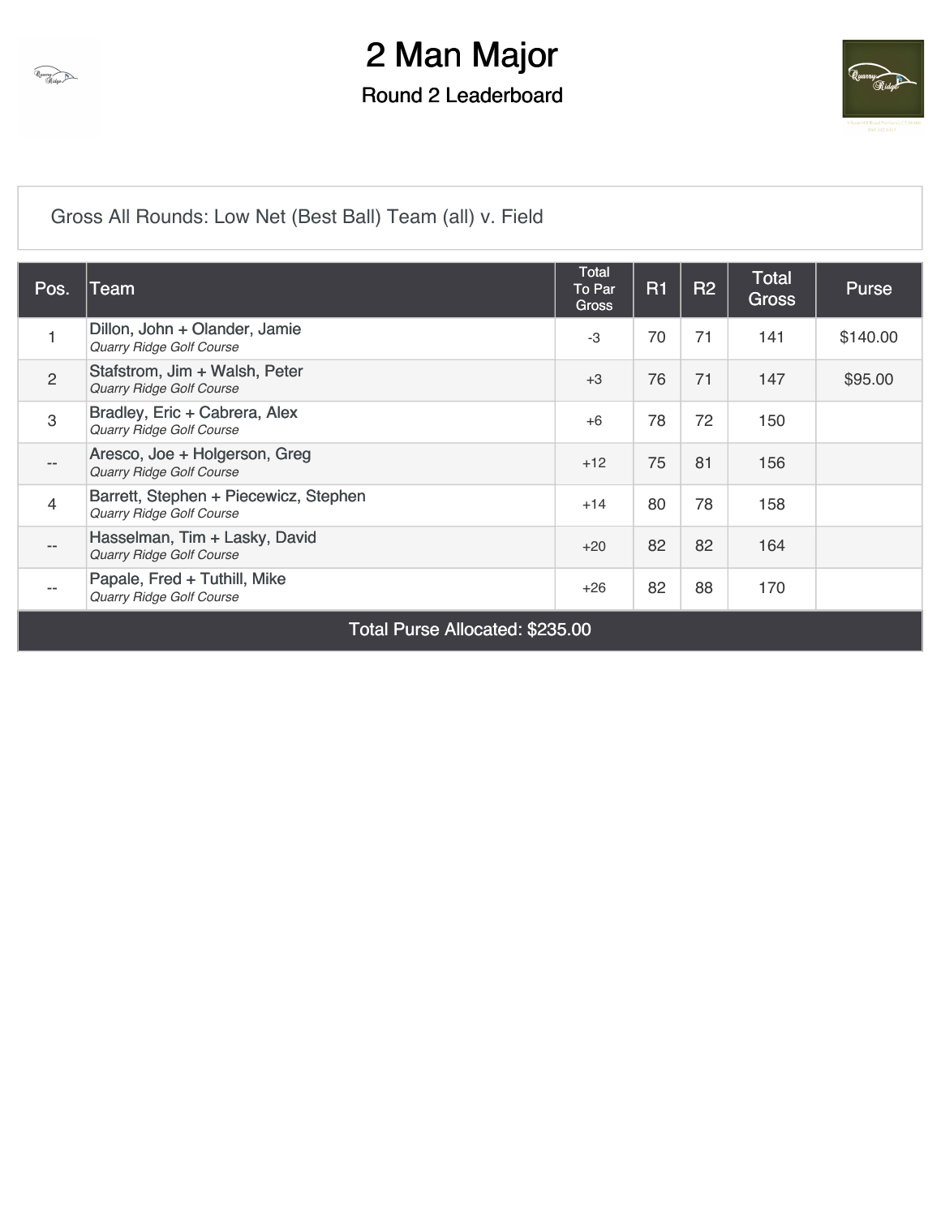# 2 Man Major

## Round 2 Leaderboard

Gross All Rounds: Low Net (Best Ball) Team (all) v. Field

| Pos. | Team | Total To Par Gross | R1 | R2 | Total Gross | Purse |
|---|---|---|---|---|---|---|
| 1 | Dillon, John + Olander, Jamie<br>*Quarry Ridge Golf Course* | -3 | 70 | 71 | 141 | $140.00 |
| 2 | Stafstrom, Jim + Walsh, Peter<br>*Quarry Ridge Golf Course* | +3 | 76 | 71 | 147 | $95.00 |
| 3 | Bradley, Eric + Cabrera, Alex<br>*Quarry Ridge Golf Course* | +6 | 78 | 72 | 150 | |
| -- | Aresco, Joe + Holgerson, Greg<br>*Quarry Ridge Golf Course* | +12 | 75 | 81 | 156 | |
| 4 | Barrett, Stephen + Piecewicz, Stephen<br>*Quarry Ridge Golf Course* | +14 | 80 | 78 | 158 | |
| -- | Hasselman, Tim + Lasky, David<br>*Quarry Ridge Golf Course* | +20 | 82 | 82 | 164 | |
| -- | Papale, Fred + Tuthill, Mike<br>*Quarry Ridge Golf Course* | +26 | 82 | 88 | 170 | |
| Total Purse Allocated: $235.00 | | | | | | |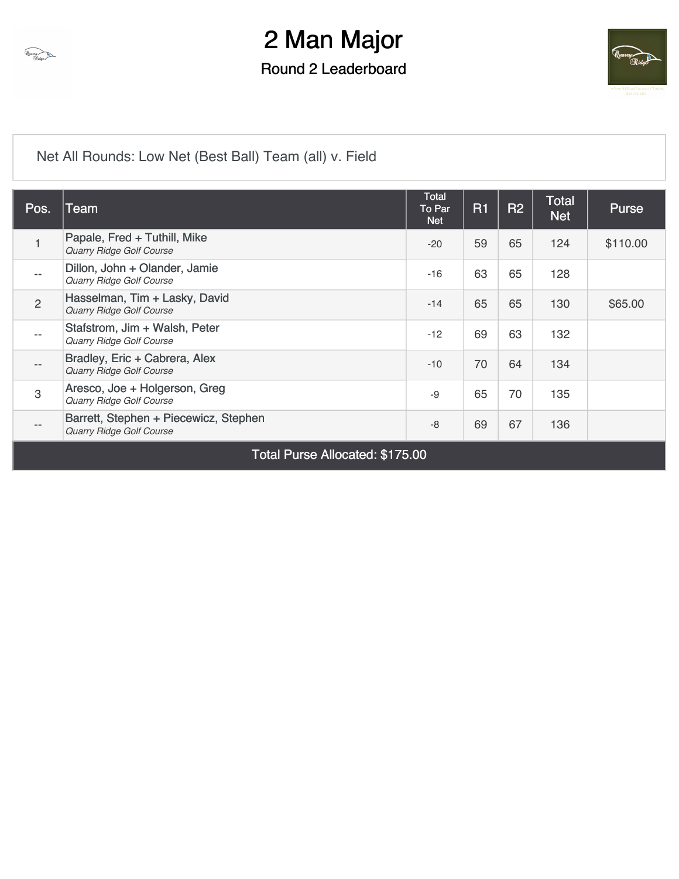# 2 Man Major

## Round 2 Leaderboard

Net All Rounds: Low Net (Best Ball) Team (all) v. Field

| Pos. | Team | Total To Par Net | R1 | R2 | Total Net | Purse |
|---|---|---|---|---|---|---|
| 1 | Papale, Fred + Tuthill, Mike<br>*Quarry Ridge Golf Course* | -20 | 59 | 65 | 124 | $110.00 |
| -- | Dillon, John + Olander, Jamie<br>*Quarry Ridge Golf Course* | -16 | 63 | 65 | 128 | |
| 2 | Hasselman, Tim + Lasky, David<br>*Quarry Ridge Golf Course* | -14 | 65 | 65 | 130 | $65.00 |
| -- | Stafstrom, Jim + Walsh, Peter<br>*Quarry Ridge Golf Course* | -12 | 69 | 63 | 132 | |
| -- | Bradley, Eric + Cabrera, Alex<br>*Quarry Ridge Golf Course* | -10 | 70 | 64 | 134 | |
| 3 | Aresco, Joe + Holgerson, Greg<br>*Quarry Ridge Golf Course* | -9 | 65 | 70 | 135 | |
| -- | Barrett, Stephen + Piecewicz, Stephen<br>*Quarry Ridge Golf Course* | -8 | 69 | 67 | 136 | |
| Total Purse Allocated: $175.00 | | | | | | |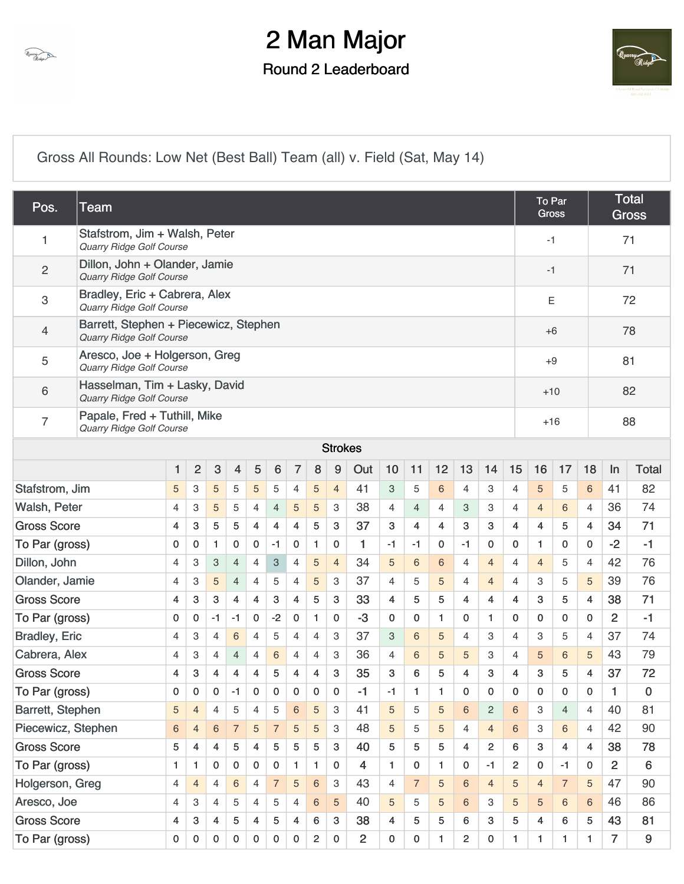# 2 Man Major

## Round 2 Leaderboard

Gross All Rounds: Low Net (Best Ball) Team (all) v. Field (Sat, May 14)

| Pos. | Team | To Par Gross | Total Gross |
|---|---|---|---|
| 1 | Stafstrom, Jim + Walsh, Peter<br>*Quarry Ridge Golf Course* | -1 | 71 |
| 2 | Dillon, John + Olander, Jamie<br>*Quarry Ridge Golf Course* | -1 | 71 |
| 3 | Bradley, Eric + Cabrera, Alex<br>*Quarry Ridge Golf Course* | E | 72 |
| 4 | Barrett, Stephen + Piecewicz, Stephen<br>*Quarry Ridge Golf Course* | +6 | 78 |
| 5 | Aresco, Joe + Holgerson, Greg<br>*Quarry Ridge Golf Course* | +9 | 81 |
| 6 | Hasselman, Tim + Lasky, David<br>*Quarry Ridge Golf Course* | +10 | 82 |
| 7 | Papale, Fred + Tuthill, Mike<br>*Quarry Ridge Golf Course* | +16 | 88 |

**Strokes**

| | 1 | 2 | 3 | 4 | 5 | 6 | 7 | 8 | 9 | Out | 10 | 11 | 12 | 13 | 14 | 15 | 16 | 17 | 18 | In | Total |
|---|---|---|---|---|---|---|---|---|---|---|---|---|---|---|---|---|---|---|---|---|---|
| Stafstrom, Jim | 5 | 3 | 5 | 5 | 5 | 5 | 4 | 5 | 4 | 41 | 3 | 5 | 6 | 4 | 3 | 4 | 5 | 5 | 6 | 41 | 82 |
| Walsh, Peter | 4 | 3 | 5 | 5 | 4 | 4 | 5 | 5 | 3 | 38 | 4 | 4 | 4 | 3 | 3 | 4 | 4 | 6 | 4 | 36 | 74 |
| Gross Score | 4 | 3 | 5 | 5 | 4 | 4 | 4 | 5 | 3 | 37 | 3 | 4 | 4 | 3 | 3 | 4 | 4 | 5 | 4 | 34 | 71 |
| To Par (gross) | 0 | 0 | 1 | 0 | 0 | -1 | 0 | 1 | 0 | 1 | -1 | -1 | 0 | -1 | 0 | 0 | 1 | 0 | 0 | -2 | -1 |
| Dillon, John | 4 | 3 | 3 | 4 | 4 | 3 | 4 | 5 | 4 | 34 | 5 | 6 | 6 | 4 | 4 | 4 | 4 | 5 | 4 | 42 | 76 |
| Olander, Jamie | 4 | 3 | 5 | 4 | 4 | 5 | 4 | 5 | 3 | 37 | 4 | 5 | 5 | 4 | 4 | 4 | 3 | 5 | 5 | 39 | 76 |
| Gross Score | 4 | 3 | 3 | 4 | 4 | 3 | 4 | 5 | 3 | 33 | 4 | 5 | 5 | 4 | 4 | 4 | 3 | 5 | 4 | 38 | 71 |
| To Par (gross) | 0 | 0 | -1 | -1 | 0 | -2 | 0 | 1 | 0 | -3 | 0 | 0 | 1 | 0 | 1 | 0 | 0 | 0 | 0 | 2 | -1 |
| Bradley, Eric | 4 | 3 | 4 | 6 | 4 | 5 | 4 | 4 | 3 | 37 | 3 | 6 | 5 | 4 | 3 | 4 | 3 | 5 | 4 | 37 | 74 |
| Cabrera, Alex | 4 | 3 | 4 | 4 | 4 | 6 | 4 | 4 | 3 | 36 | 4 | 6 | 5 | 5 | 3 | 4 | 5 | 6 | 5 | 43 | 79 |
| Gross Score | 4 | 3 | 4 | 4 | 4 | 5 | 4 | 4 | 3 | 35 | 3 | 6 | 5 | 4 | 3 | 4 | 3 | 5 | 4 | 37 | 72 |
| To Par (gross) | 0 | 0 | 0 | -1 | 0 | 0 | 0 | 0 | 0 | -1 | -1 | 1 | 1 | 0 | 0 | 0 | 0 | 0 | 0 | 1 | 0 |
| Barrett, Stephen | 5 | 4 | 4 | 5 | 4 | 5 | 6 | 5 | 3 | 41 | 5 | 5 | 5 | 6 | 2 | 6 | 3 | 4 | 4 | 40 | 81 |
| Piecewicz, Stephen | 6 | 4 | 6 | 7 | 5 | 7 | 5 | 5 | 3 | 48 | 5 | 5 | 5 | 4 | 4 | 6 | 3 | 6 | 4 | 42 | 90 |
| Gross Score | 5 | 4 | 4 | 5 | 4 | 5 | 5 | 5 | 3 | 40 | 5 | 5 | 5 | 4 | 2 | 6 | 3 | 4 | 4 | 38 | 78 |
| To Par (gross) | 1 | 1 | 0 | 0 | 0 | 0 | 1 | 1 | 0 | 4 | 1 | 0 | 1 | 0 | -1 | 2 | 0 | -1 | 0 | 2 | 6 |
| Holgerson, Greg | 4 | 4 | 4 | 6 | 4 | 7 | 5 | 6 | 3 | 43 | 4 | 7 | 5 | 6 | 4 | 5 | 4 | 7 | 5 | 47 | 90 |
| Aresco, Joe | 4 | 3 | 4 | 5 | 4 | 5 | 4 | 6 | 5 | 40 | 5 | 5 | 5 | 6 | 3 | 5 | 5 | 6 | 6 | 46 | 86 |
| Gross Score | 4 | 3 | 4 | 5 | 4 | 5 | 4 | 6 | 3 | 38 | 4 | 5 | 5 | 6 | 3 | 5 | 4 | 6 | 5 | 43 | 81 |
| To Par (gross) | 0 | 0 | 0 | 0 | 0 | 0 | 0 | 2 | 0 | 2 | 0 | 0 | 1 | 2 | 0 | 1 | 1 | 1 | 1 | 7 | 9 |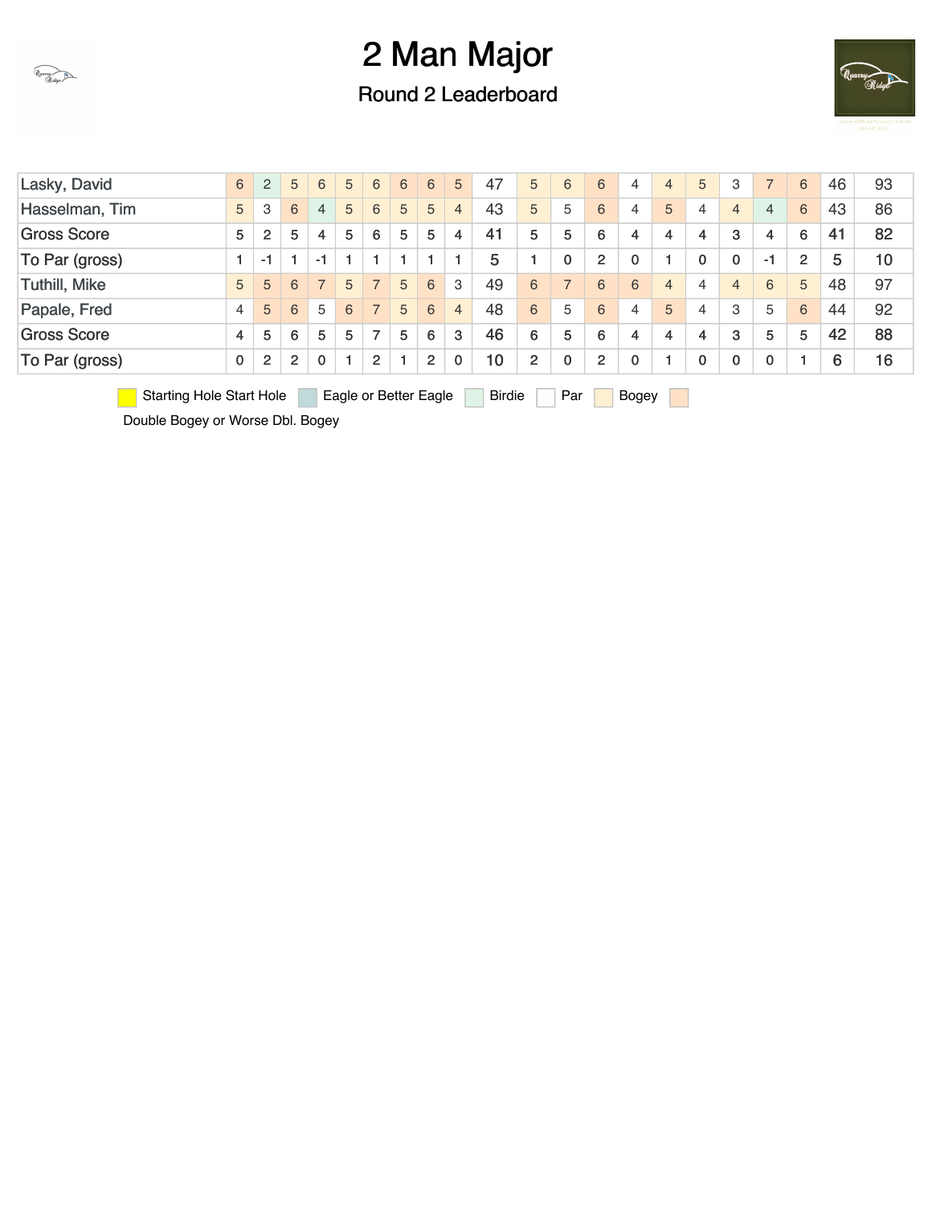# 2 Man Major

## Round 2 Leaderboard

| | | | | | | | | | | | | | | | | | | | | | |
|---|---|---|---|---|---|---|---|---|---|---|---|---|---|---|---|---|---|---|---|---|---|
| Lasky, David | 6 | 2 | 5 | 6 | 5 | 6 | 6 | 6 | 5 | 47 | 5 | 6 | 6 | 4 | 4 | 5 | 3 | 7 | 6 | 46 | 93 |
| Hasselman, Tim | 5 | 3 | 6 | 4 | 5 | 6 | 5 | 5 | 4 | 43 | 5 | 5 | 6 | 4 | 5 | 4 | 4 | 4 | 6 | 43 | 86 |
| Gross Score | 5 | 2 | 5 | 4 | 5 | 6 | 5 | 5 | 4 | 41 | 5 | 5 | 6 | 4 | 4 | 4 | 3 | 4 | 6 | 41 | 82 |
| To Par (gross) | 1 | -1 | 1 | -1 | 1 | 1 | 1 | 1 | 1 | 5 | 1 | 0 | 2 | 0 | 1 | 0 | 0 | -1 | 2 | 5 | 10 |
| Tuthill, Mike | 5 | 5 | 6 | 7 | 5 | 7 | 5 | 6 | 3 | 49 | 6 | 7 | 6 | 6 | 4 | 4 | 4 | 6 | 5 | 48 | 97 |
| Papale, Fred | 4 | 5 | 6 | 5 | 6 | 7 | 5 | 6 | 4 | 48 | 6 | 5 | 6 | 4 | 5 | 4 | 3 | 5 | 6 | 44 | 92 |
| Gross Score | 4 | 5 | 6 | 5 | 5 | 7 | 5 | 6 | 3 | 46 | 6 | 5 | 6 | 4 | 4 | 4 | 3 | 5 | 5 | 42 | 88 |
| To Par (gross) | 0 | 2 | 2 | 0 | 1 | 2 | 1 | 2 | 0 | 10 | 2 | 0 | 2 | 0 | 1 | 0 | 0 | 0 | 1 | 6 | 16 |

Starting Hole Start Hole | Eagle or Better Eagle | Birdie | Par | Bogey | Double Bogey or Worse Dbl. Bogey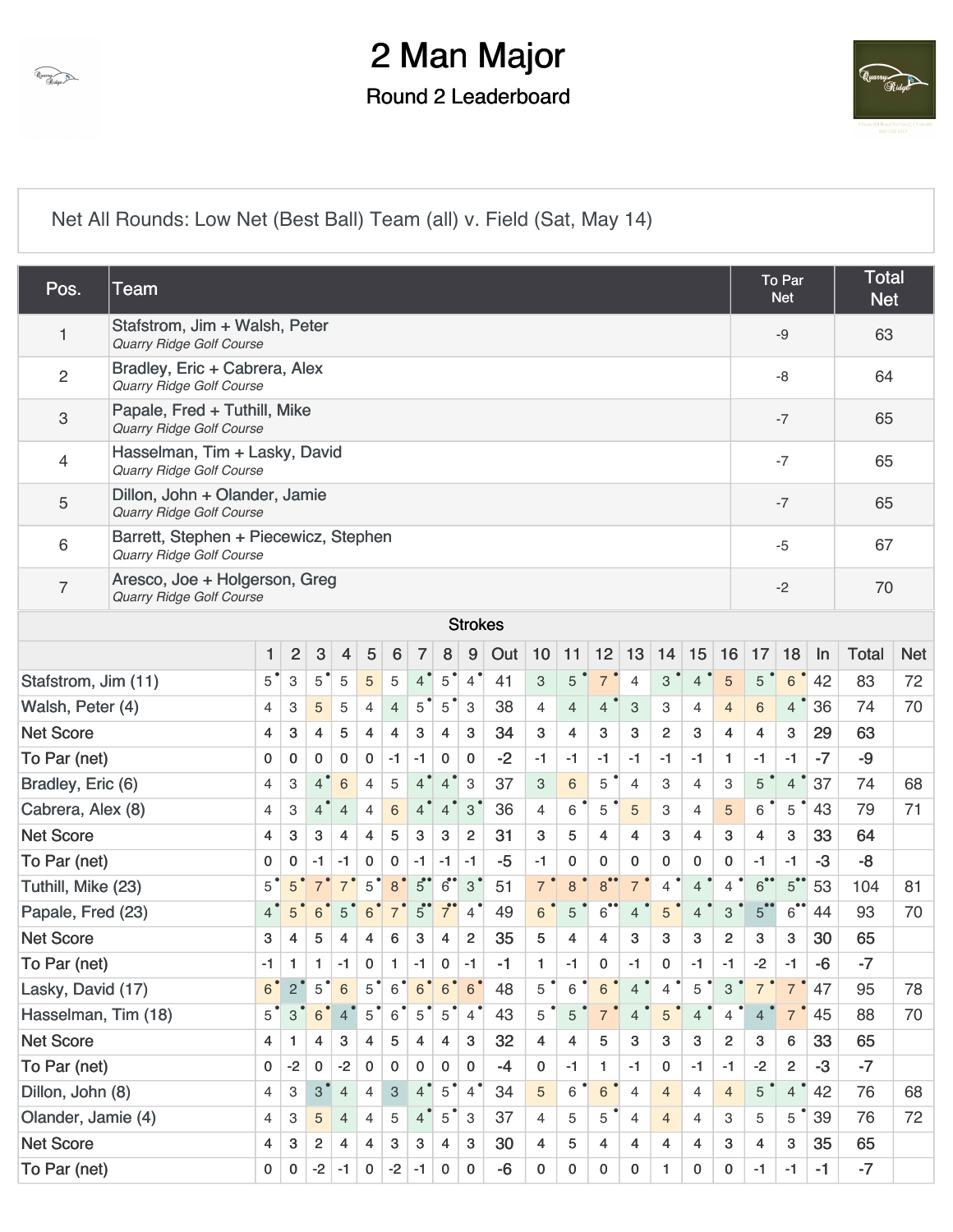# 2 Man Major

## Round 2 Leaderboard

Net All Rounds: Low Net (Best Ball) Team (all) v. Field (Sat, May 14)

| Pos. | Team | To Par Net | Total Net |
|---|---|---|---|
| 1 | Stafstrom, Jim + Walsh, Peter<br>*Quarry Ridge Golf Course* | -9 | 63 |
| 2 | Bradley, Eric + Cabrera, Alex<br>*Quarry Ridge Golf Course* | -8 | 64 |
| 3 | Papale, Fred + Tuthill, Mike<br>*Quarry Ridge Golf Course* | -7 | 65 |
| 4 | Hasselman, Tim + Lasky, David<br>*Quarry Ridge Golf Course* | -7 | 65 |
| 5 | Dillon, John + Olander, Jamie<br>*Quarry Ridge Golf Course* | -7 | 65 |
| 6 | Barrett, Stephen + Piecewicz, Stephen<br>*Quarry Ridge Golf Course* | -5 | 67 |
| 7 | Aresco, Joe + Holgerson, Greg<br>*Quarry Ridge Golf Course* | -2 | 70 |

**Strokes**

| | 1 | 2 | 3 | 4 | 5 | 6 | 7 | 8 | 9 | Out | 10 | 11 | 12 | 13 | 14 | 15 | 16 | 17 | 18 | In | Total | Net |
|---|---|---|---|---|---|---|---|---|---|---|---|---|---|---|---|---|---|---|---|---|---|---|
| Stafstrom, Jim (11) | 5 | 3 | 5 | 5 | 5 | 5 | 4 | 5 | 4 | 41 | 3 | 5 | 7 | 4 | 3 | 4 | 5 | 5 | 6 | 42 | 83 | 72 |
| Walsh, Peter (4) | 4 | 3 | 5 | 5 | 4 | 4 | 5 | 5 | 3 | 38 | 4 | 4 | 4 | 3 | 3 | 4 | 4 | 6 | 4 | 36 | 74 | 70 |
| Net Score | 4 | 3 | 4 | 5 | 4 | 4 | 3 | 4 | 3 | 34 | 3 | 4 | 3 | 3 | 2 | 3 | 4 | 4 | 3 | 29 | 63 | |
| To Par (net) | 0 | 0 | 0 | 0 | 0 | -1 | -1 | 0 | 0 | -2 | -1 | -1 | -1 | -1 | -1 | -1 | 1 | -1 | -1 | -7 | -9 | |
| Bradley, Eric (6) | 4 | 3 | 4 | 6 | 4 | 5 | 4 | 4 | 3 | 37 | 3 | 6 | 5 | 4 | 3 | 4 | 3 | 5 | 4 | 37 | 74 | 68 |
| Cabrera, Alex (8) | 4 | 3 | 4 | 4 | 4 | 6 | 4 | 4 | 3 | 36 | 4 | 6 | 5 | 5 | 3 | 4 | 5 | 6 | 5 | 43 | 79 | 71 |
| Net Score | 4 | 3 | 3 | 4 | 4 | 5 | 3 | 3 | 2 | 31 | 3 | 5 | 4 | 4 | 3 | 4 | 3 | 4 | 3 | 33 | 64 | |
| To Par (net) | 0 | 0 | -1 | -1 | 0 | 0 | -1 | -1 | -1 | -5 | -1 | 0 | 0 | 0 | 0 | 0 | 0 | -1 | -1 | -3 | -8 | |
| Tuthill, Mike (23) | 5 | 5 | 7 | 7 | 5 | 8 | 5 | 6 | 3 | 51 | 7 | 8 | 8 | 7 | 4 | 4 | 4 | 6 | 5 | 53 | 104 | 81 |
| Papale, Fred (23) | 4 | 5 | 6 | 5 | 6 | 7 | 5 | 7 | 4 | 49 | 6 | 5 | 6 | 4 | 5 | 4 | 3 | 5 | 6 | 44 | 93 | 70 |
| Net Score | 3 | 4 | 5 | 4 | 4 | 6 | 3 | 4 | 2 | 35 | 5 | 4 | 4 | 3 | 3 | 3 | 2 | 3 | 3 | 30 | 65 | |
| To Par (net) | -1 | 1 | 1 | -1 | 0 | 1 | -1 | 0 | -1 | -1 | 1 | -1 | 0 | -1 | 0 | -1 | -1 | -2 | -1 | -6 | -7 | |
| Lasky, David (17) | 6 | 2 | 5 | 6 | 5 | 6 | 6 | 6 | 6 | 48 | 5 | 6 | 6 | 4 | 4 | 5 | 3 | 7 | 7 | 47 | 95 | 78 |
| Hasselman, Tim (18) | 5 | 3 | 6 | 4 | 5 | 6 | 5 | 5 | 4 | 43 | 5 | 5 | 7 | 4 | 5 | 4 | 4 | 4 | 7 | 45 | 88 | 70 |
| Net Score | 4 | 1 | 4 | 3 | 4 | 5 | 4 | 4 | 3 | 32 | 4 | 4 | 5 | 3 | 3 | 3 | 2 | 3 | 6 | 33 | 65 | |
| To Par (net) | 0 | -2 | 0 | -2 | 0 | 0 | 0 | 0 | 0 | -4 | 0 | -1 | 1 | -1 | 0 | -1 | -1 | -2 | 2 | -3 | -7 | |
| Dillon, John (8) | 4 | 3 | 3 | 4 | 4 | 3 | 4 | 5 | 4 | 34 | 5 | 6 | 6 | 4 | 4 | 4 | 4 | 5 | 4 | 42 | 76 | 68 |
| Olander, Jamie (4) | 4 | 3 | 5 | 4 | 4 | 5 | 4 | 5 | 3 | 37 | 4 | 5 | 5 | 4 | 4 | 4 | 3 | 5 | 5 | 39 | 76 | 72 |
| Net Score | 4 | 3 | 2 | 4 | 4 | 3 | 3 | 4 | 3 | 30 | 4 | 5 | 4 | 4 | 4 | 4 | 3 | 4 | 3 | 35 | 65 | |
| To Par (net) | 0 | 0 | -2 | -1 | 0 | -2 | -1 | 0 | 0 | -6 | 0 | 0 | 0 | 0 | 1 | 0 | 0 | -1 | -1 | -1 | -7 | |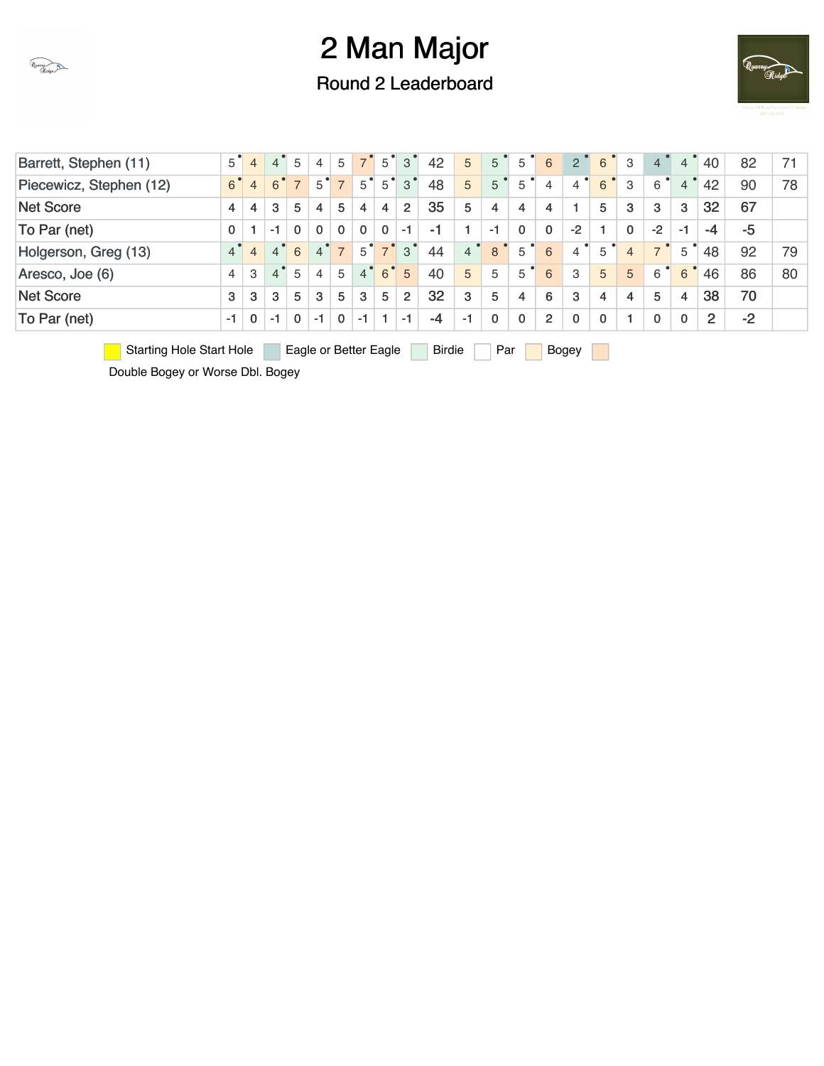# 2 Man Major

## Round 2 Leaderboard

| | | | | | | | | | | | | | | | | | | | | | | | |
|---|---|---|---|---|---|---|---|---|---|---|---|---|---|---|---|---|---|---|---|---|---|---|---|
| Barrett, Stephen (11) | 5 | 4 | 4 | 5 | 4 | 5 | 7 | 5 | 3 | 42 | 5 | 5 | 5 | 6 | 2 | 6 | 3 | 4 | 4 | 40 | 82 | 71 |
| Piecewicz, Stephen (12) | 6 | 4 | 6 | 7 | 5 | 7 | 5 | 5 | 3 | 48 | 5 | 5 | 5 | 4 | 4 | 6 | 3 | 6 | 4 | 42 | 90 | 78 |
| Net Score | 4 | 4 | 3 | 5 | 4 | 5 | 4 | 4 | 2 | 35 | 5 | 4 | 4 | 4 | 1 | 5 | 3 | 3 | 3 | 32 | 67 | |
| To Par (net) | 0 | 1 | -1 | 0 | 0 | 0 | 0 | 0 | -1 | -1 | 1 | -1 | 0 | 0 | -2 | 1 | 0 | -2 | -1 | -4 | -5 | |
| Holgerson, Greg (13) | 4 | 4 | 4 | 6 | 4 | 7 | 5 | 7 | 3 | 44 | 4 | 8 | 5 | 6 | 4 | 5 | 4 | 7 | 5 | 48 | 92 | 79 |
| Aresco, Joe (6) | 4 | 3 | 4 | 5 | 4 | 5 | 4 | 6 | 5 | 40 | 5 | 5 | 5 | 6 | 3 | 5 | 5 | 6 | 6 | 46 | 86 | 80 |
| Net Score | 3 | 3 | 3 | 5 | 3 | 5 | 3 | 5 | 2 | 32 | 3 | 5 | 4 | 6 | 3 | 4 | 4 | 5 | 4 | 38 | 70 | |
| To Par (net) | -1 | 0 | -1 | 0 | -1 | 0 | -1 | 1 | -1 | -4 | -1 | 0 | 0 | 2 | 0 | 0 | 1 | 0 | 0 | 2 | -2 | |

Starting Hole Start Hole | Eagle or Better Eagle | Birdie | Par | Bogey | Double Bogey or Worse Dbl. Bogey